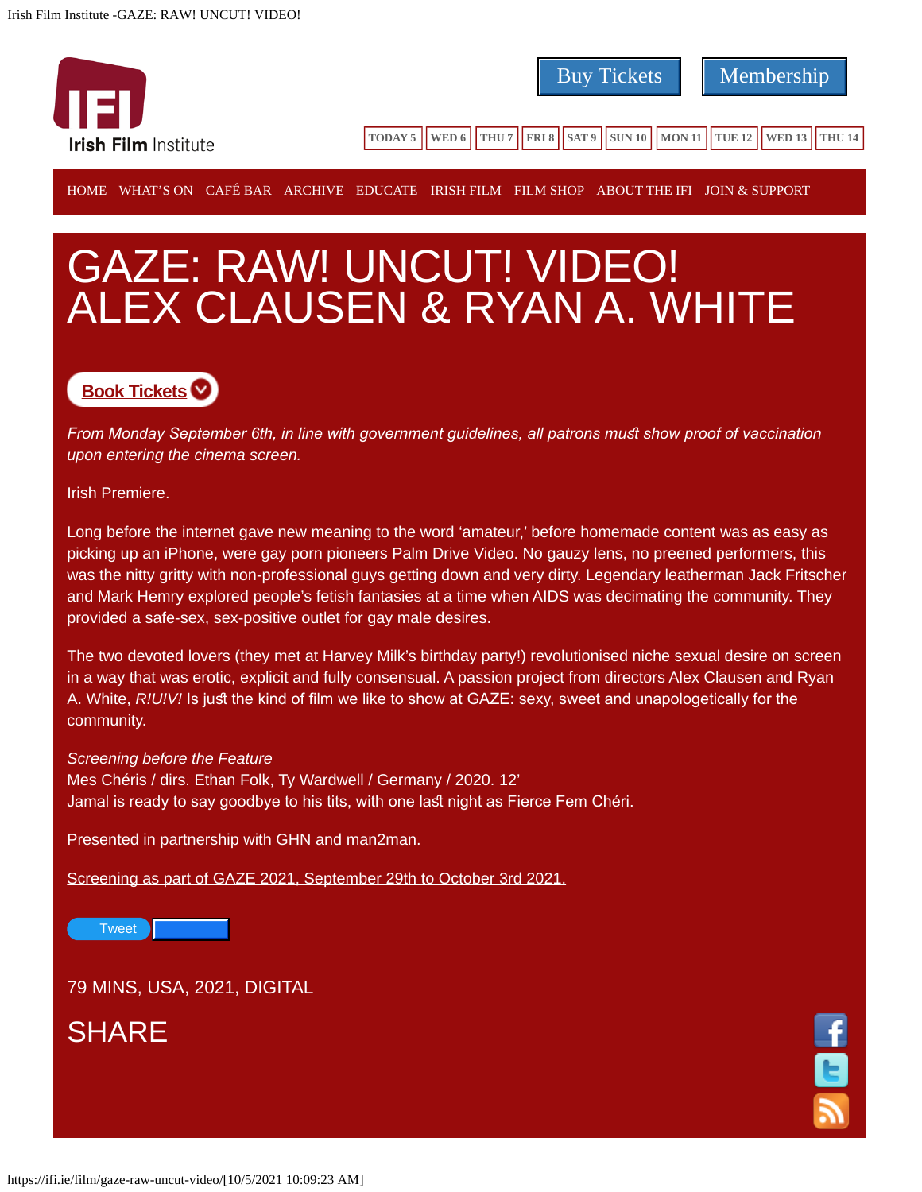Buy Tickets | Membership

TODAY 5 | WED 6 | THU 7 | FRI 8 | SAT 9 | SUN 10 | MON 11 | TUE 12 | WED 13 | THU 14

HOME WHAT'S ON CAFÉ BAR ARCHIVE EDUCATE IRISH FILM FILM SHOP ABOUT THE IFI JOIN & SUPPORT

# GAZE: RAW! UNCUT! VIDEO! ALEX CLAUSEN & RYAN A. WHITE

**Book Tickets**

*From Monday September 6th, in line with government guidelines, all patrons must show proof of vaccination upon entering the cinema screen.*

Irish Premiere.

Long before the internet gave new meaning to the word 'amateur,' before homemade content was as easy as picking up an iPhone, were gay porn pioneers Palm Drive Video. No gauzy lens, no preened performers, this was the nitty gritty with non-professional guys getting down and very dirty. Legendary leatherman Jack Fritscher and Mark Hemry explored people's fetish fantasies at a time when AIDS was decimating the community. They provided a safe-sex, sex-positive outlet for gay male desires.

The two devoted lovers (they met at Harvey Milk's birthday party!) revolutionised niche sexual desire on screen in a way that was erotic, explicit and fully consensual. A passion project from directors Alex Clausen and Ryan A. White, *R!U!V!* Is just the kind of film we like to show at GAZE: sexy, sweet and unapologetically for the community.

*Screening before the Feature*
Mes Chéris / dirs. Ethan Folk, Ty Wardwell / Germany / 2020. 12'
Jamal is ready to say goodbye to his tits, with one last night as Fierce Fem Chéri.

Presented in partnership with GHN and man2man.

Screening as part of GAZE 2021, September 29th to October 3rd 2021.

Tweet

79 MINS, USA, 2021, DIGITAL

## SHARE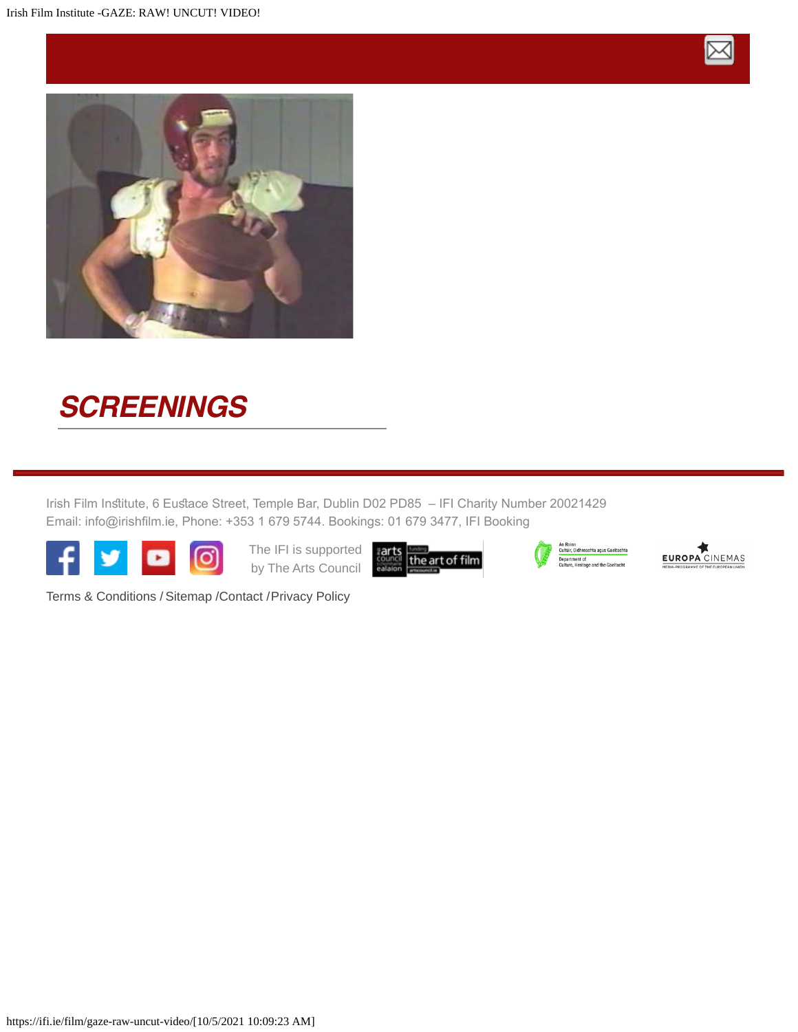## SCREENINGS

Irish Film Institute, 6 Eustace Street, Temple Bar, Dublin D02 PD85 – IFI Charity Number 20021429
Email: info@irishfilm.ie, Phone: +353 1 679 5744. Bookings: 01 679 3477, IFI Booking

The IFI is supported by The Arts Council

Terms & Conditions / Sitemap /Contact /Privacy Policy